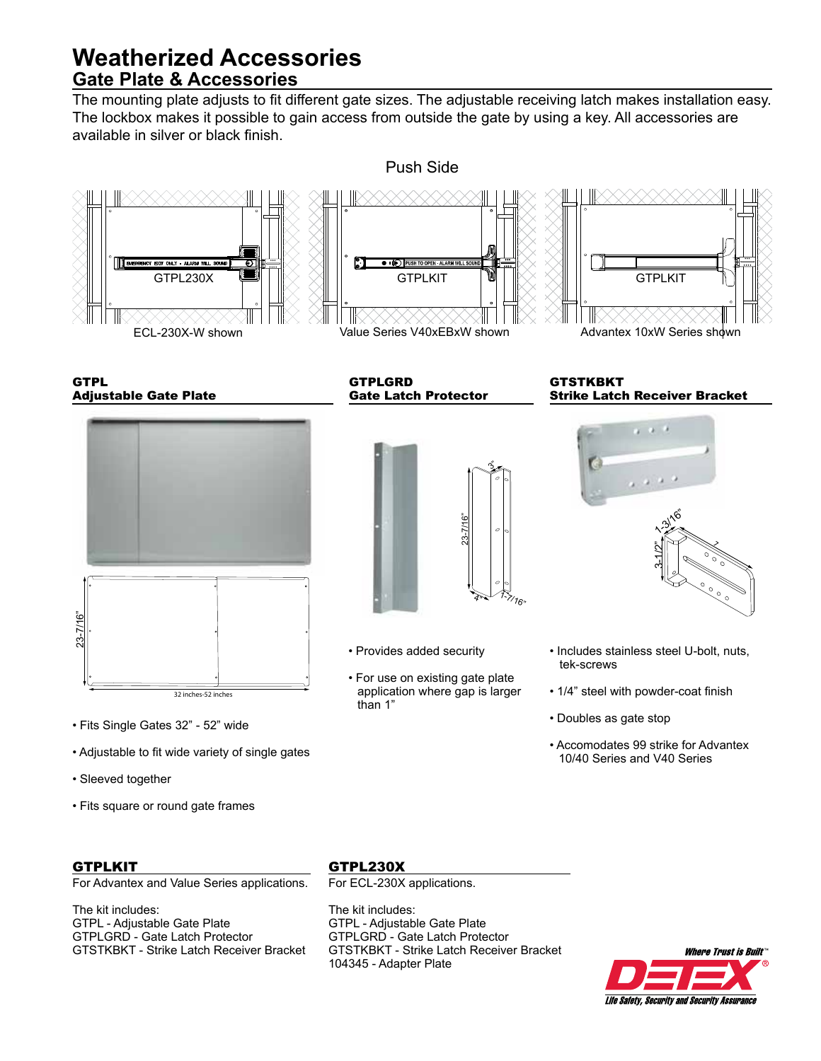# Weatherized Accessories

## Gate Plate & Accessories

The mounting plate adjusts to fit different gate sizes. The adjustable receiving latch makes installation easy. The lockbox makes it possible to gain access from outside the gate by using a key. All accessories are available in silver or black finish.

Push Side

GTPL230X — ECL-230X-W shown

GTPLKIT — Value Series V40xEBxW shown

GTPLKIT — Advantex 10xW Series shown

### GTPL
**Adjustable Gate Plate**

23-7/16"

32 inches-52 inches

- Fits Single Gates 32” - 52” wide
- Adjustable to fit wide variety of single gates
- Sleeved together
- Fits square or round gate frames

### GTPLGRD
**Gate Latch Protector**

3", 23-7/16", 4", 1-7/16"

- Provides added security
- For use on existing gate plate application where gap is larger than 1”

### GTSTKBKT
**Strike Latch Receiver Bracket**

1-3/16", 3-1/2", 7

- Includes stainless steel U-bolt, nuts, tek-screws
- 1/4” steel with powder-coat finish
- Doubles as gate stop
- Accomodates 99 strike for Advantex 10/40 Series and V40 Series

### GTPLKIT

For Advantex and Value Series applications.

The kit includes:
GTPL - Adjustable Gate Plate
GTPLGRD - Gate Latch Protector
GTSTKBKT - Strike Latch Receiver Bracket

### GTPL230X

For ECL-230X applications.

The kit includes:
GTPL - Adjustable Gate Plate
GTPLGRD - Gate Latch Protector
GTSTKBKT - Strike Latch Receiver Bracket
104345 - Adapter Plate

Where Trust is Built™
DETEX®
Life Safety, Security and Security Assurance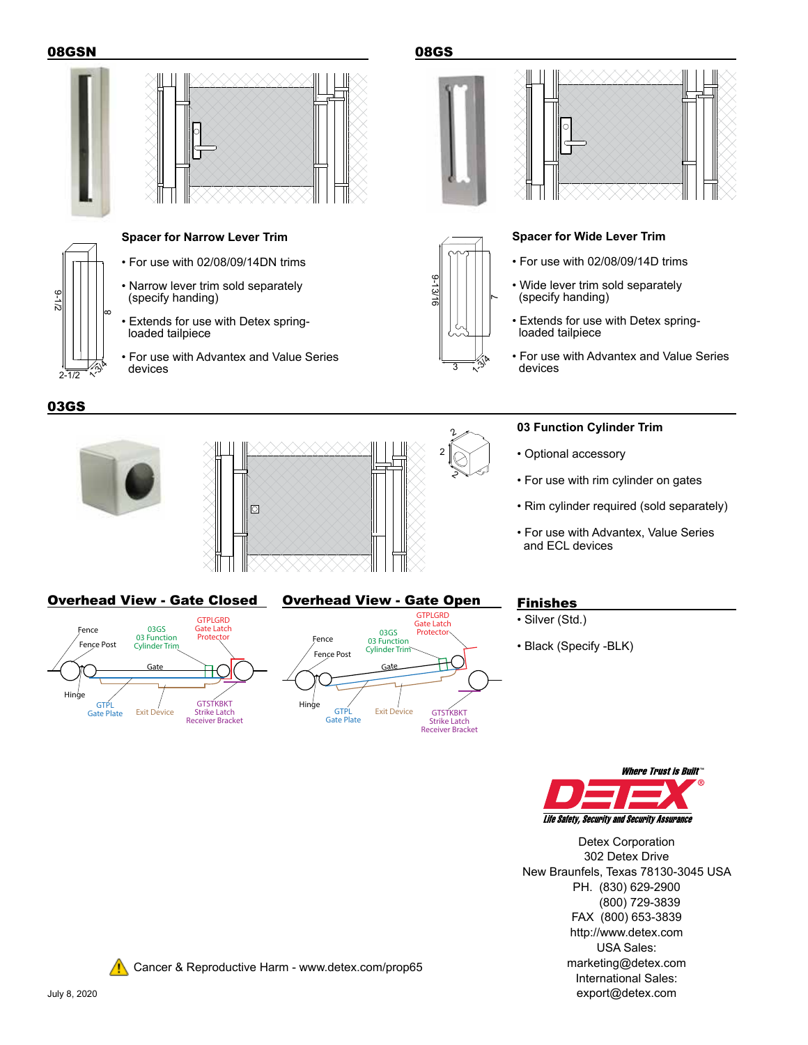## 08GSN

9-1/2

8

2-1/2

1-3/4

### Spacer for Narrow Lever Trim

- For use with 02/08/09/14DN trims
- Narrow lever trim sold separately (specify handing)
- Extends for use with Detex spring-loaded tailpiece
- For use with Advantex and Value Series devices

## 08GS

9-13/16

7

3

1-3/4

### Spacer for Wide Lever Trim

- For use with 02/08/09/14D trims
- Wide lever trim sold separately (specify handing)
- Extends for use with Detex spring-loaded tailpiece
- For use with Advantex and Value Series devices

## 03GS

2

2

2

### 03 Function Cylinder Trim

- Optional accessory
- For use with rim cylinder on gates
- Rim cylinder required (sold separately)
- For use with Advantex, Value Series and ECL devices

## Overhead View - Gate Closed

Fence

Fence Post

03GS
03 Function
Cylinder Trim

GTPLGRD
Gate Latch
Protector

Gate

Hinge

GTPL
Gate Plate

Exit Device

GTSTKBKT
Strike Latch
Receiver Bracket

## Overhead View - Gate Open

GTPLGRD
Gate Latch
Protector

03GS
03 Function
Cylinder Trim

Fence

Fence Post

Gate

Hinge

GTPL
Gate Plate

Exit Device

GTSTKBKT
Strike Latch
Receiver Bracket

## Finishes

- Silver (Std.)
- Black (Specify -BLK)

Where Trust is Built™

DETEX®

Life Safety, Security and Security Assurance

Detex Corporation
302 Detex Drive
New Braunfels, Texas 78130-3045 USA
PH. (830) 629-2900
(800) 729-3839
FAX (800) 653-3839
http://www.detex.com
USA Sales:
marketing@detex.com
International Sales:
export@detex.com

Cancer & Reproductive Harm - www.detex.com/prop65

July 8, 2020